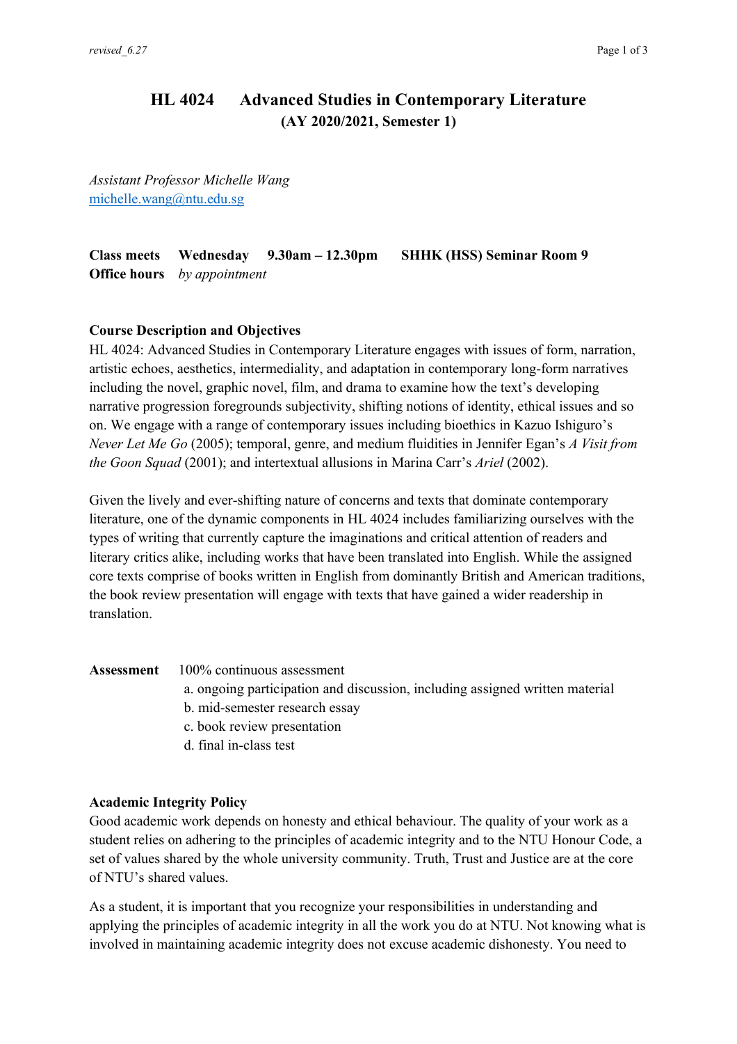# HL 4024 Advanced Studies in Contemporary Literature
## (AY 2020/2021, Semester 1)

*Assistant Professor Michelle Wang*
michelle.wang@ntu.edu.sg

**Class meets** **Wednesday** **9.30am – 12.30pm** **SHHK (HSS) Seminar Room 9**
**Office hours** *by appointment*

### Course Description and Objectives

HL 4024: Advanced Studies in Contemporary Literature engages with issues of form, narration, artistic echoes, aesthetics, intermediality, and adaptation in contemporary long-form narratives including the novel, graphic novel, film, and drama to examine how the text's developing narrative progression foregrounds subjectivity, shifting notions of identity, ethical issues and so on. We engage with a range of contemporary issues including bioethics in Kazuo Ishiguro's *Never Let Me Go* (2005); temporal, genre, and medium fluidities in Jennifer Egan's *A Visit from the Goon Squad* (2001); and intertextual allusions in Marina Carr's *Ariel* (2002).

Given the lively and ever-shifting nature of concerns and texts that dominate contemporary literature, one of the dynamic components in HL 4024 includes familiarizing ourselves with the types of writing that currently capture the imaginations and critical attention of readers and literary critics alike, including works that have been translated into English. While the assigned core texts comprise of books written in English from dominantly British and American traditions, the book review presentation will engage with texts that have gained a wider readership in translation.

**Assessment** 100% continuous assessment

a. ongoing participation and discussion, including assigned written material
b. mid-semester research essay
c. book review presentation
d. final in-class test

### Academic Integrity Policy

Good academic work depends on honesty and ethical behaviour. The quality of your work as a student relies on adhering to the principles of academic integrity and to the NTU Honour Code, a set of values shared by the whole university community. Truth, Trust and Justice are at the core of NTU's shared values.

As a student, it is important that you recognize your responsibilities in understanding and applying the principles of academic integrity in all the work you do at NTU. Not knowing what is involved in maintaining academic integrity does not excuse academic dishonesty. You need to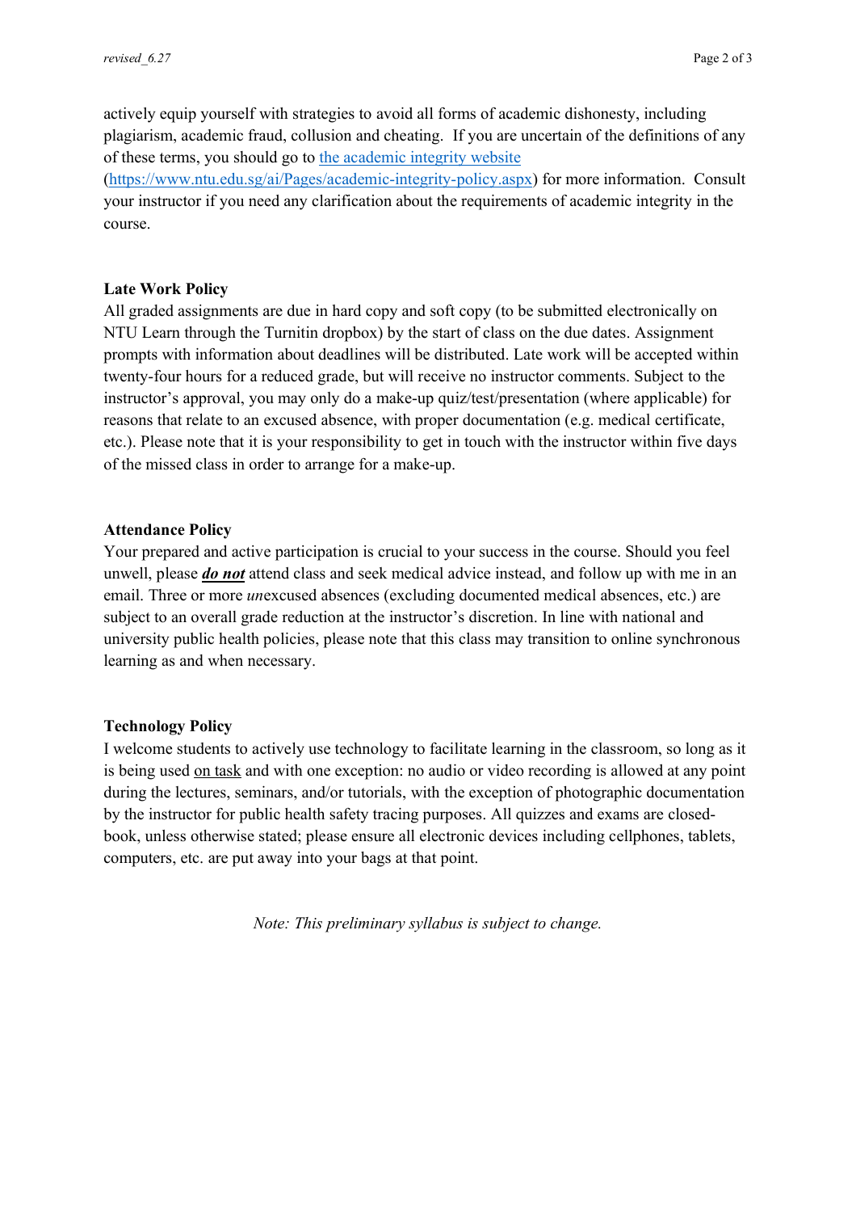actively equip yourself with strategies to avoid all forms of academic dishonesty, including plagiarism, academic fraud, collusion and cheating. If you are uncertain of the definitions of any of these terms, you should go to [the academic integrity website](https://www.ntu.edu.sg/ai/Pages/academic-integrity-policy.aspx) (https://www.ntu.edu.sg/ai/Pages/academic-integrity-policy.aspx) for more information. Consult your instructor if you need any clarification about the requirements of academic integrity in the course.

**Late Work Policy**

All graded assignments are due in hard copy and soft copy (to be submitted electronically on NTU Learn through the Turnitin dropbox) by the start of class on the due dates. Assignment prompts with information about deadlines will be distributed. Late work will be accepted within twenty-four hours for a reduced grade, but will receive no instructor comments. Subject to the instructor's approval, you may only do a make-up quiz/test/presentation (where applicable) for reasons that relate to an excused absence, with proper documentation (e.g. medical certificate, etc.). Please note that it is your responsibility to get in touch with the instructor within five days of the missed class in order to arrange for a make-up.

**Attendance Policy**

Your prepared and active participation is crucial to your success in the course. Should you feel unwell, please ***do not*** attend class and seek medical advice instead, and follow up with me in an email. Three or more *un*excused absences (excluding documented medical absences, etc.) are subject to an overall grade reduction at the instructor's discretion. In line with national and university public health policies, please note that this class may transition to online synchronous learning as and when necessary.

**Technology Policy**

I welcome students to actively use technology to facilitate learning in the classroom, so long as it is being used on task and with one exception: no audio or video recording is allowed at any point during the lectures, seminars, and/or tutorials, with the exception of photographic documentation by the instructor for public health safety tracing purposes. All quizzes and exams are closed-book, unless otherwise stated; please ensure all electronic devices including cellphones, tablets, computers, etc. are put away into your bags at that point.

*Note: This preliminary syllabus is subject to change.*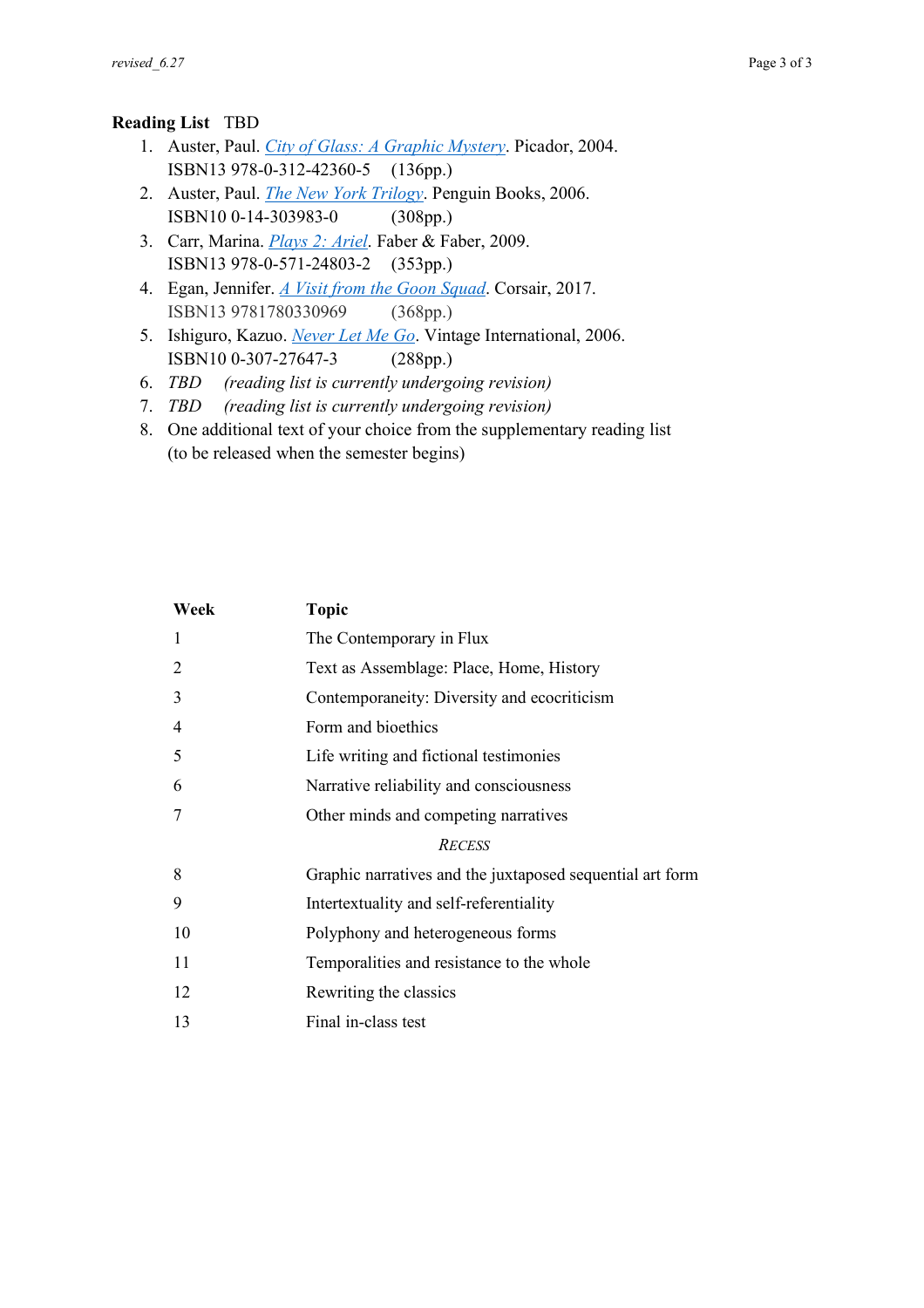**Reading List** TBD

1. Auster, Paul. *City of Glass: A Graphic Mystery*. Picador, 2004.
   ISBN13 978-0-312-42360-5 (136pp.)
2. Auster, Paul. *The New York Trilogy*. Penguin Books, 2006.
   ISBN10 0-14-303983-0 (308pp.)
3. Carr, Marina. *Plays 2: Ariel*. Faber & Faber, 2009.
   ISBN13 978-0-571-24803-2 (353pp.)
4. Egan, Jennifer. *A Visit from the Goon Squad*. Corsair, 2017.
   ISBN13 9781780330969 (368pp.)
5. Ishiguro, Kazuo. *Never Let Me Go*. Vintage International, 2006.
   ISBN10 0-307-27647-3 (288pp.)
6. *TBD* *(reading list is currently undergoing revision)*
7. *TBD* *(reading list is currently undergoing revision)*
8. One additional text of your choice from the supplementary reading list (to be released when the semester begins)

| Week | Topic |
|---|---|
| 1 | The Contemporary in Flux |
| 2 | Text as Assemblage: Place, Home, History |
| 3 | Contemporaneity: Diversity and ecocriticism |
| 4 | Form and bioethics |
| 5 | Life writing and fictional testimonies |
| 6 | Narrative reliability and consciousness |
| 7 | Other minds and competing narratives |
| | *RECESS* |
| 8 | Graphic narratives and the juxtaposed sequential art form |
| 9 | Intertextuality and self-referentiality |
| 10 | Polyphony and heterogeneous forms |
| 11 | Temporalities and resistance to the whole |
| 12 | Rewriting the classics |
| 13 | Final in-class test |